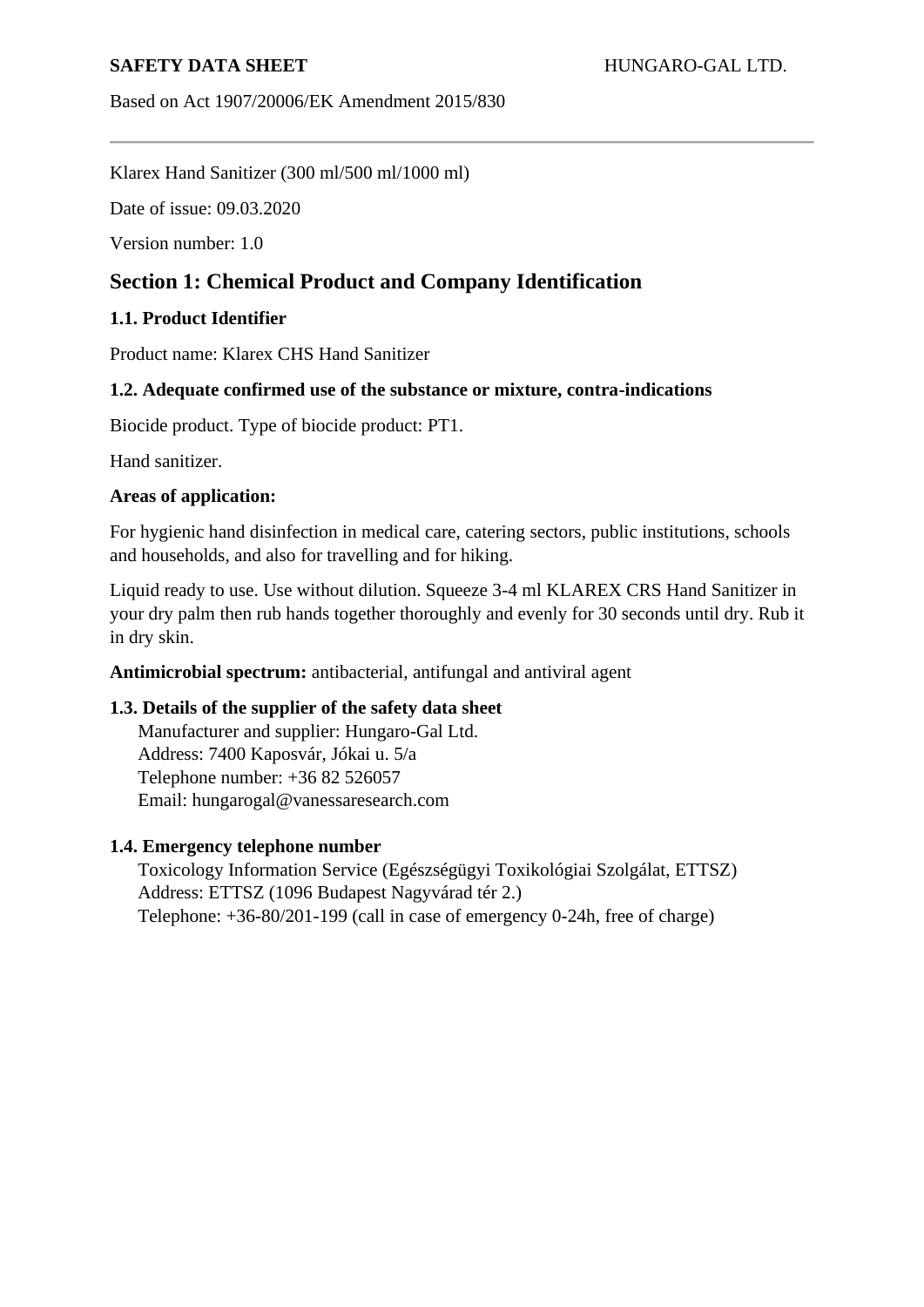**SAFETY DATA SHEET** HUNGARO-GAL LTD.

Based on Act 1907/20006/EK Amendment 2015/830

---

Klarex Hand Sanitizer (300 ml/500 ml/1000 ml)

Date of issue: 09.03.2020

Version number: 1.0

## Section 1: Chemical Product and Company Identification

### 1.1. Product Identifier

Product name: Klarex CHS Hand Sanitizer

### 1.2. Adequate confirmed use of the substance or mixture, contra-indications

Biocide product. Type of biocide product: PT1.

Hand sanitizer.

**Areas of application:**

For hygienic hand disinfection in medical care, catering sectors, public institutions, schools and households, and also for travelling and for hiking.

Liquid ready to use. Use without dilution. Squeeze 3-4 ml KLAREX CRS Hand Sanitizer in your dry palm then rub hands together thoroughly and evenly for 30 seconds until dry. Rub it in dry skin.

**Antimicrobial spectrum:** antibacterial, antifungal and antiviral agent

### 1.3. Details of the supplier of the safety data sheet

Manufacturer and supplier: Hungaro-Gal Ltd.
Address: 7400 Kaposvár, Jókai u. 5/a
Telephone number: +36 82 526057
Email: hungarogal@vanessaresearch.com

### 1.4. Emergency telephone number

Toxicology Information Service (Egészségügyi Toxikológiai Szolgálat, ETTSZ)
Address: ETTSZ (1096 Budapest Nagyvárad tér 2.)
Telephone: +36-80/201-199 (call in case of emergency 0-24h, free of charge)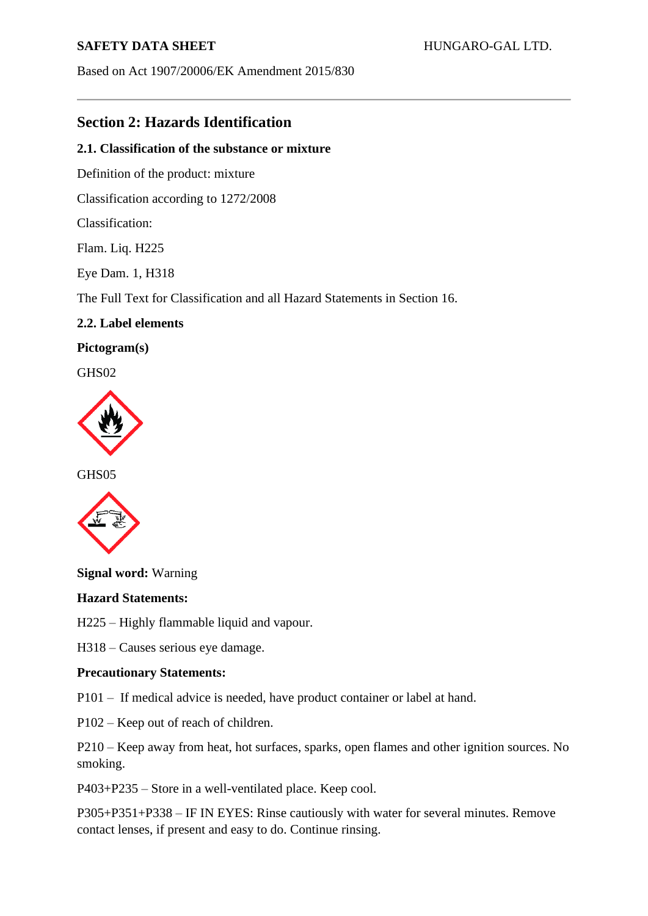## Section 2: Hazards Identification

### 2.1. Classification of the substance or mixture

Definition of the product: mixture

Classification according to 1272/2008

Classification:

Flam. Liq. H225

Eye Dam. 1, H318

The Full Text for Classification and all Hazard Statements in Section 16.

### 2.2. Label elements

**Pictogram(s)**

GHS02

GHS05

**Signal word:** Warning

**Hazard Statements:**

H225 – Highly flammable liquid and vapour.

H318 – Causes serious eye damage.

**Precautionary Statements:**

P101 – If medical advice is needed, have product container or label at hand.

P102 – Keep out of reach of children.

P210 – Keep away from heat, hot surfaces, sparks, open flames and other ignition sources. No smoking.

P403+P235 – Store in a well-ventilated place. Keep cool.

P305+P351+P338 – IF IN EYES: Rinse cautiously with water for several minutes. Remove contact lenses, if present and easy to do. Continue rinsing.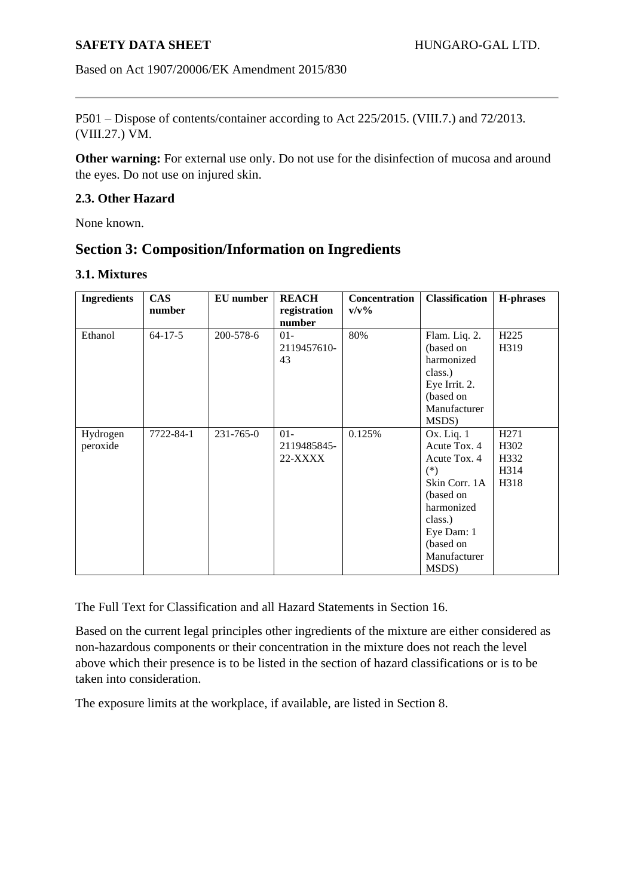P501 – Dispose of contents/container according to Act 225/2015. (VIII.7.) and 72/2013. (VIII.27.) VM.

**Other warning:** For external use only. Do not use for the disinfection of mucosa and around the eyes. Do not use on injured skin.

### 2.3. Other Hazard

None known.

## Section 3: Composition/Information on Ingredients

### 3.1. Mixtures

| Ingredients | CAS number | EU number | REACH registration number | Concentration v/v% | Classification | H-phrases |
|---|---|---|---|---|---|---|
| Ethanol | 64-17-5 | 200-578-6 | 01-2119457610-43 | 80% | Flam. Liq. 2. (based on harmonized class.) Eye Irrit. 2. (based on Manufacturer MSDS) | H225 H319 |
| Hydrogen peroxide | 7722-84-1 | 231-765-0 | 01-2119485845-22-XXXX | 0.125% | Ox. Liq. 1 Acute Tox. 4 Acute Tox. 4 (*) Skin Corr. 1A (based on harmonized class.) Eye Dam: 1 (based on Manufacturer MSDS) | H271 H302 H332 H314 H318 |

The Full Text for Classification and all Hazard Statements in Section 16.

Based on the current legal principles other ingredients of the mixture are either considered as non-hazardous components or their concentration in the mixture does not reach the level above which their presence is to be listed in the section of hazard classifications or is to be taken into consideration.

The exposure limits at the workplace, if available, are listed in Section 8.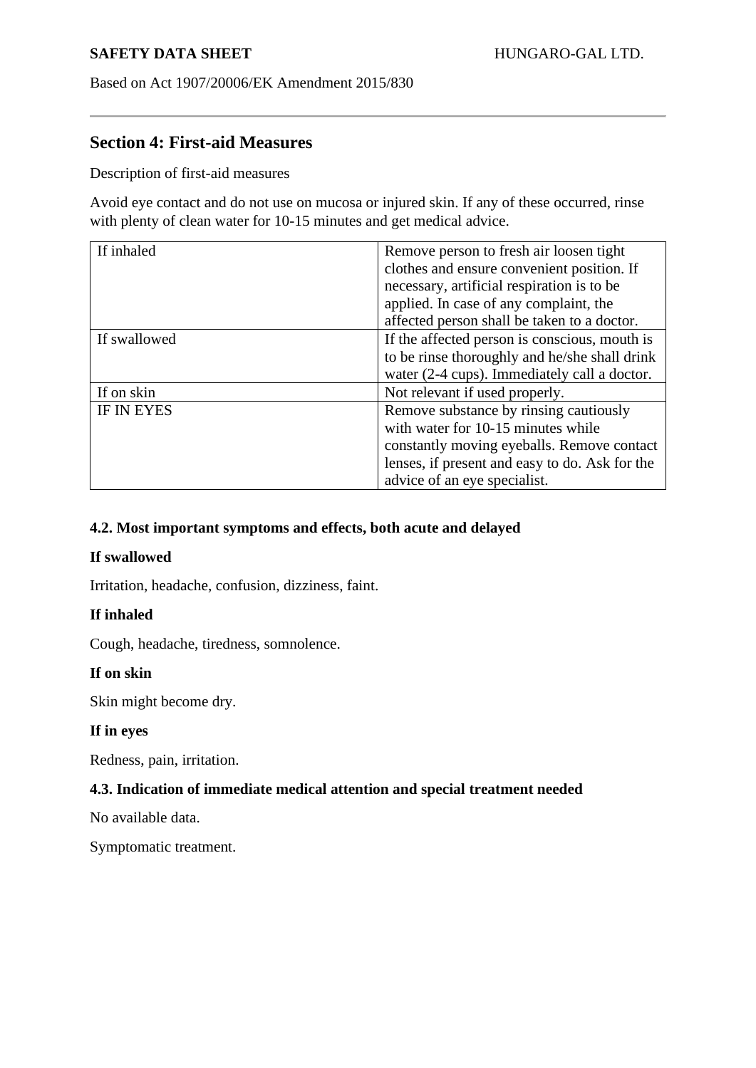## Section 4: First-aid Measures

Description of first-aid measures

Avoid eye contact and do not use on mucosa or injured skin. If any of these occurred, rinse with plenty of clean water for 10-15 minutes and get medical advice.

| | |
|---|---|
| If inhaled | Remove person to fresh air loosen tight clothes and ensure convenient position. If necessary, artificial respiration is to be applied. In case of any complaint, the affected person shall be taken to a doctor. |
| If swallowed | If the affected person is conscious, mouth is to be rinse thoroughly and he/she shall drink water (2-4 cups). Immediately call a doctor. |
| If on skin | Not relevant if used properly. |
| IF IN EYES | Remove substance by rinsing cautiously with water for 10-15 minutes while constantly moving eyeballs. Remove contact lenses, if present and easy to do. Ask for the advice of an eye specialist. |

### 4.2. Most important symptoms and effects, both acute and delayed

**If swallowed**

Irritation, headache, confusion, dizziness, faint.

**If inhaled**

Cough, headache, tiredness, somnolence.

**If on skin**

Skin might become dry.

**If in eyes**

Redness, pain, irritation.

### 4.3. Indication of immediate medical attention and special treatment needed

No available data.

Symptomatic treatment.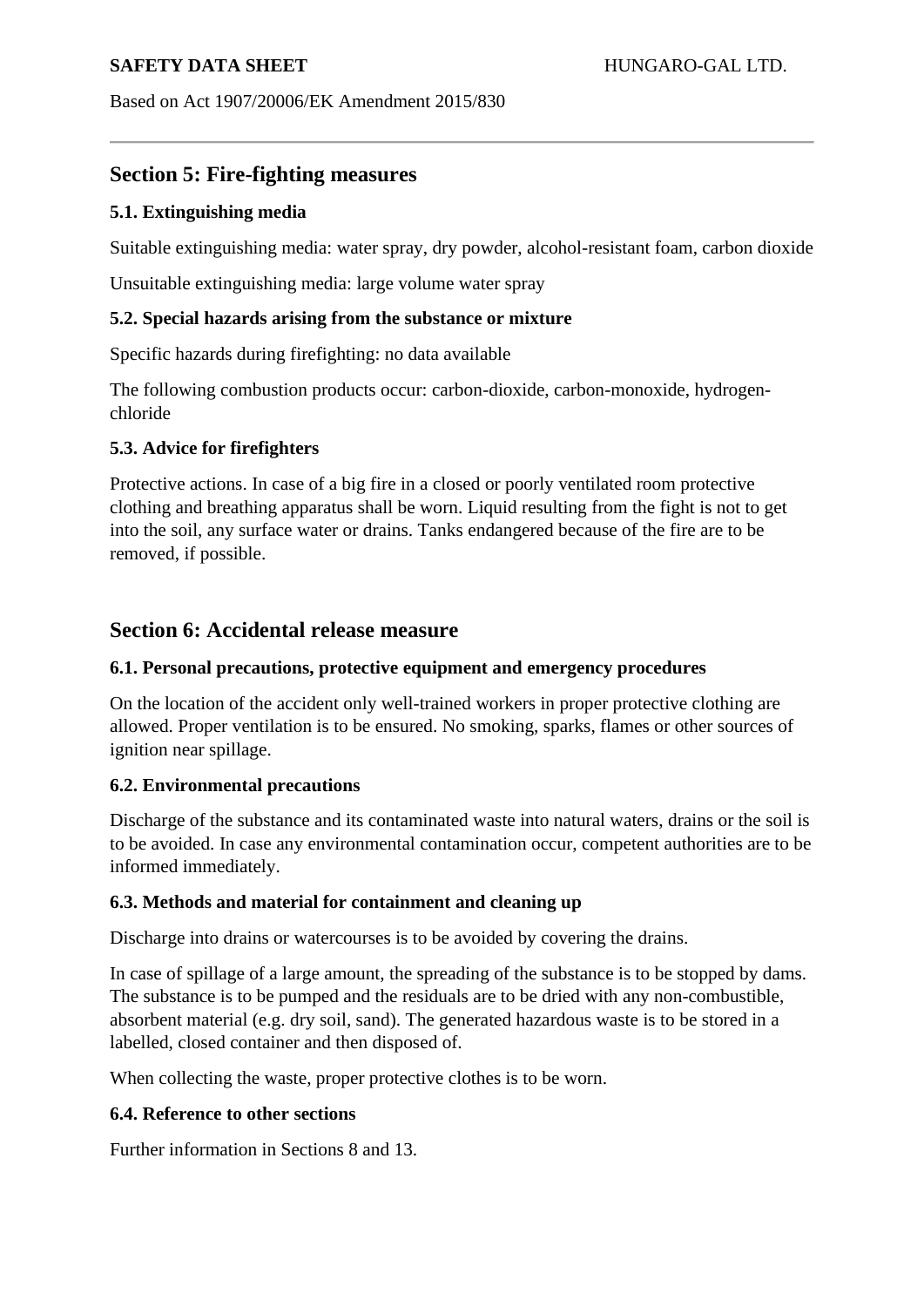## Section 5: Fire-fighting measures

### 5.1. Extinguishing media

Suitable extinguishing media: water spray, dry powder, alcohol-resistant foam, carbon dioxide

Unsuitable extinguishing media: large volume water spray

### 5.2. Special hazards arising from the substance or mixture

Specific hazards during firefighting: no data available

The following combustion products occur: carbon-dioxide, carbon-monoxide, hydrogen-chloride

### 5.3. Advice for firefighters

Protective actions. In case of a big fire in a closed or poorly ventilated room protective clothing and breathing apparatus shall be worn. Liquid resulting from the fight is not to get into the soil, any surface water or drains. Tanks endangered because of the fire are to be removed, if possible.

## Section 6: Accidental release measure

### 6.1. Personal precautions, protective equipment and emergency procedures

On the location of the accident only well-trained workers in proper protective clothing are allowed. Proper ventilation is to be ensured. No smoking, sparks, flames or other sources of ignition near spillage.

### 6.2. Environmental precautions

Discharge of the substance and its contaminated waste into natural waters, drains or the soil is to be avoided. In case any environmental contamination occur, competent authorities are to be informed immediately.

### 6.3. Methods and material for containment and cleaning up

Discharge into drains or watercourses is to be avoided by covering the drains.

In case of spillage of a large amount, the spreading of the substance is to be stopped by dams. The substance is to be pumped and the residuals are to be dried with any non-combustible, absorbent material (e.g. dry soil, sand). The generated hazardous waste is to be stored in a labelled, closed container and then disposed of.

When collecting the waste, proper protective clothes is to be worn.

### 6.4. Reference to other sections

Further information in Sections 8 and 13.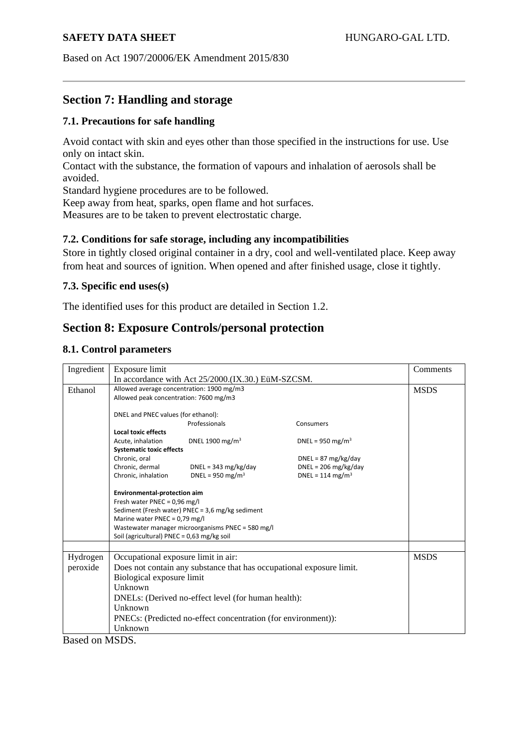## Section 7: Handling and storage

### 7.1. Precautions for safe handling

Avoid contact with skin and eyes other than those specified in the instructions for use. Use only on intact skin.
Contact with the substance, the formation of vapours and inhalation of aerosols shall be avoided.
Standard hygiene procedures are to be followed.
Keep away from heat, sparks, open flame and hot surfaces.
Measures are to be taken to prevent electrostatic charge.

### 7.2. Conditions for safe storage, including any incompatibilities

Store in tightly closed original container in a dry, cool and well-ventilated place. Keep away from heat and sources of ignition. When opened and after finished usage, close it tightly.

### 7.3. Specific end uses(s)

The identified uses for this product are detailed in Section 1.2.

## Section 8: Exposure Controls/personal protection

### 8.1. Control parameters

| Ingredient | Exposure limit<br>In accordance with Act 25/2000.(IX.30.) EüM-SZCSM. | Comments |
|---|---|---|
| Ethanol | Allowed average concentration: 1900 mg/m3<br>Allowed peak concentration: 7600 mg/m3<br><br>DNEL and PNEC values (for ethanol):<br>Professionals / Consumers<br>**Local toxic effects**<br>Acute, inhalation: DNEL 1900 mg/m$^3$ / DNEL = 950 mg/m$^3$<br>**Systematic toxic effects**<br>Chronic, oral: – / DNEL = 87 mg/kg/day<br>Chronic, dermal: DNEL = 343 mg/kg/day / DNEL = 206 mg/kg/day<br>Chronic, inhalation: DNEL = 950 mg/m$^3$ / DNEL = 114 mg/m$^3$<br><br>**Environmental-protection aim**<br>Fresh water PNEC = 0,96 mg/l<br>Sediment (Fresh water) PNEC = 3,6 mg/kg sediment<br>Marine water PNEC = 0,79 mg/l<br>Wastewater manager microorganisms PNEC = 580 mg/l<br>Soil (agricultural) PNEC = 0,63 mg/kg soil | MSDS |
| | | |
| Hydrogen peroxide | Occupational exposure limit in air:<br>Does not contain any substance that has occupational exposure limit.<br>Biological exposure limit<br>Unknown<br>DNELs: (Derived no-effect level (for human health):<br>Unknown<br>PNECs: (Predicted no-effect concentration (for environment)):<br>Unknown | MSDS |

Based on MSDS.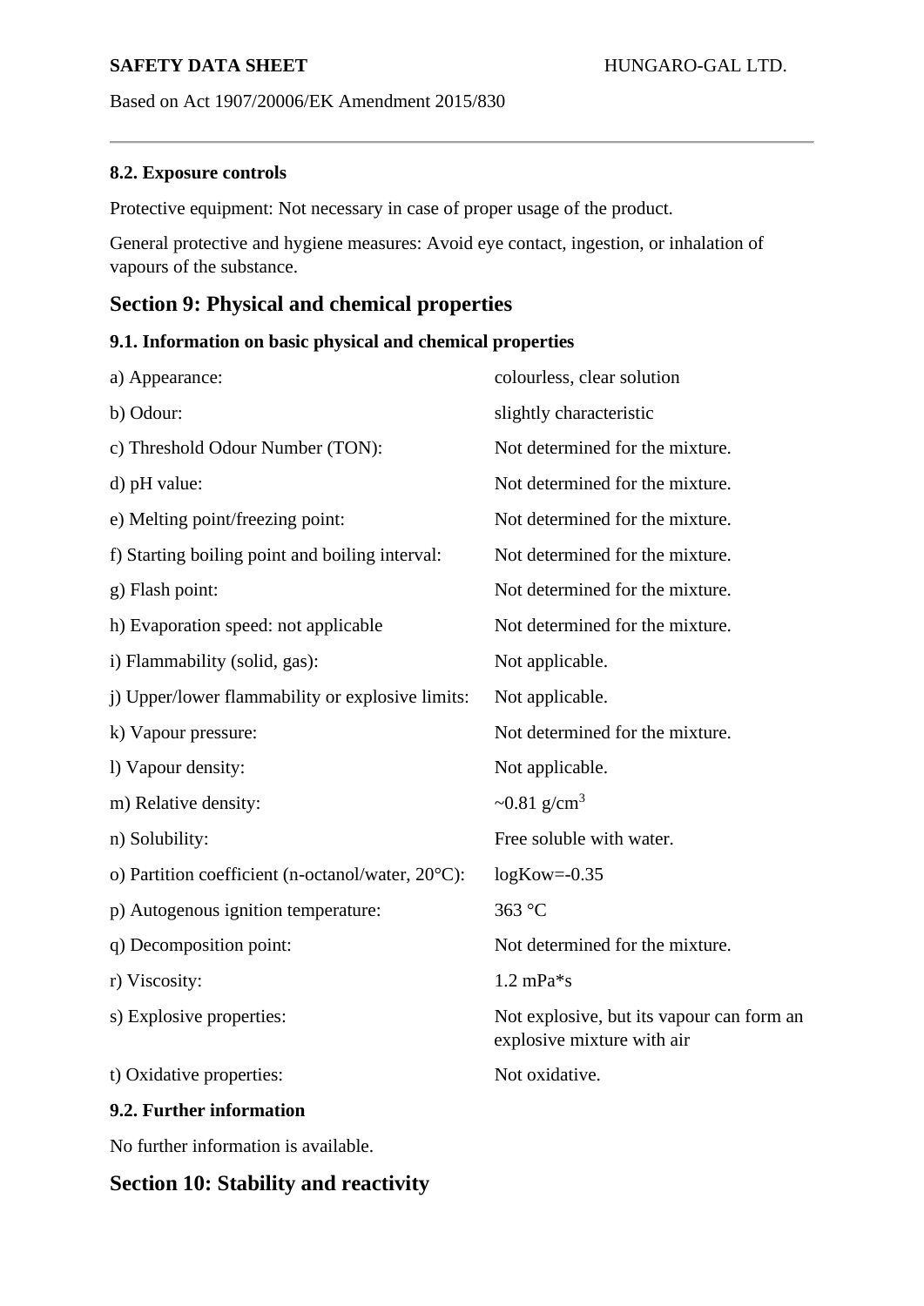#### 8.2. Exposure controls

Protective equipment: Not necessary in case of proper usage of the product.

General protective and hygiene measures: Avoid eye contact, ingestion, or inhalation of vapours of the substance.

## Section 9: Physical and chemical properties

#### 9.1. Information on basic physical and chemical properties

| | |
|---|---|
| a) Appearance: | colourless, clear solution |
| b) Odour: | slightly characteristic |
| c) Threshold Odour Number (TON): | Not determined for the mixture. |
| d) pH value: | Not determined for the mixture. |
| e) Melting point/freezing point: | Not determined for the mixture. |
| f) Starting boiling point and boiling interval: | Not determined for the mixture. |
| g) Flash point: | Not determined for the mixture. |
| h) Evaporation speed: not applicable | Not determined for the mixture. |
| i) Flammability (solid, gas): | Not applicable. |
| j) Upper/lower flammability or explosive limits: | Not applicable. |
| k) Vapour pressure: | Not determined for the mixture. |
| l) Vapour density: | Not applicable. |
| m) Relative density: | ~0.81 $g/cm^3$ |
| n) Solubility: | Free soluble with water. |
| o) Partition coefficient (n-octanol/water, 20°C): | logKow=-0.35 |
| p) Autogenous ignition temperature: | 363 °C |
| q) Decomposition point: | Not determined for the mixture. |
| r) Viscosity: | 1.2 mPa*s |
| s) Explosive properties: | Not explosive, but its vapour can form an explosive mixture with air |
| t) Oxidative properties: | Not oxidative. |

#### 9.2. Further information

No further information is available.

## Section 10: Stability and reactivity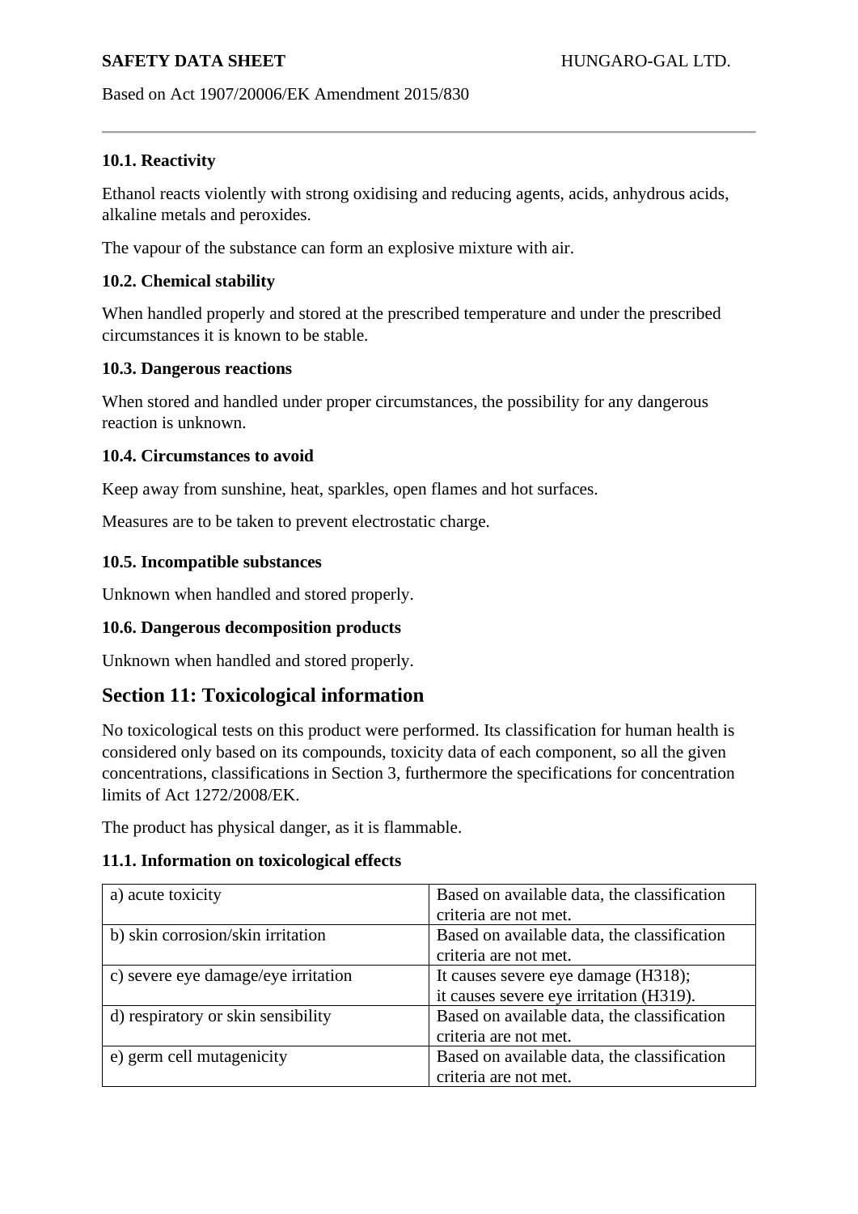### 10.1. Reactivity

Ethanol reacts violently with strong oxidising and reducing agents, acids, anhydrous acids, alkaline metals and peroxides.

The vapour of the substance can form an explosive mixture with air.

### 10.2. Chemical stability

When handled properly and stored at the prescribed temperature and under the prescribed circumstances it is known to be stable.

### 10.3. Dangerous reactions

When stored and handled under proper circumstances, the possibility for any dangerous reaction is unknown.

### 10.4. Circumstances to avoid

Keep away from sunshine, heat, sparkles, open flames and hot surfaces.

Measures are to be taken to prevent electrostatic charge.

### 10.5. Incompatible substances

Unknown when handled and stored properly.

### 10.6. Dangerous decomposition products

Unknown when handled and stored properly.

## Section 11: Toxicological information

No toxicological tests on this product were performed. Its classification for human health is considered only based on its compounds, toxicity data of each component, so all the given concentrations, classifications in Section 3, furthermore the specifications for concentration limits of Act 1272/2008/EK.

The product has physical danger, as it is flammable.

### 11.1. Information on toxicological effects

| | |
|---|---|
| a) acute toxicity | Based on available data, the classification criteria are not met. |
| b) skin corrosion/skin irritation | Based on available data, the classification criteria are not met. |
| c) severe eye damage/eye irritation | It causes severe eye damage (H318); it causes severe eye irritation (H319). |
| d) respiratory or skin sensibility | Based on available data, the classification criteria are not met. |
| e) germ cell mutagenicity | Based on available data, the classification criteria are not met. |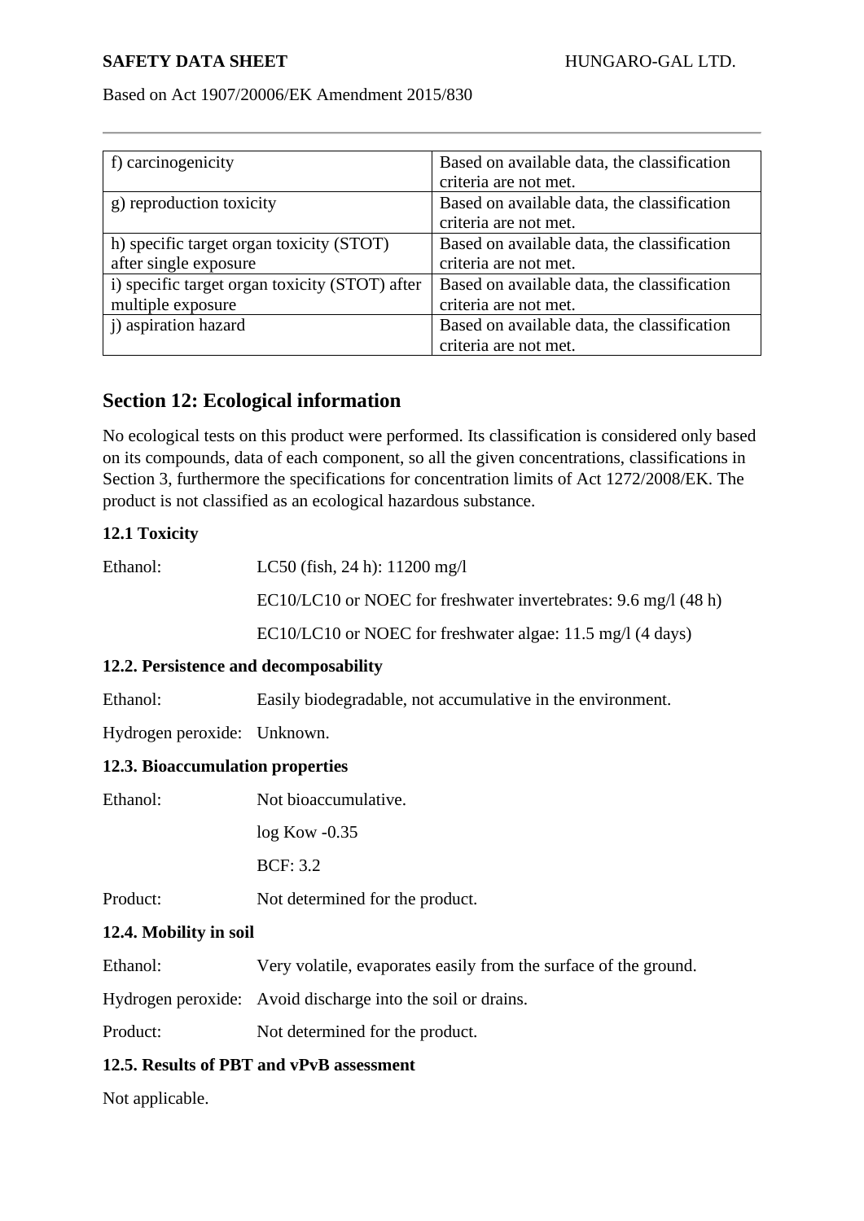| f) carcinogenicity | Based on available data, the classification criteria are not met. |
|---|---|
| g) reproduction toxicity | Based on available data, the classification criteria are not met. |
| h) specific target organ toxicity (STOT) after single exposure | Based on available data, the classification criteria are not met. |
| i) specific target organ toxicity (STOT) after multiple exposure | Based on available data, the classification criteria are not met. |
| j) aspiration hazard | Based on available data, the classification criteria are not met. |

## Section 12: Ecological information

No ecological tests on this product were performed. Its classification is considered only based on its compounds, data of each component, so all the given concentrations, classifications in Section 3, furthermore the specifications for concentration limits of Act 1272/2008/EK. The product is not classified as an ecological hazardous substance.

### 12.1 Toxicity

Ethanol: LC50 (fish, 24 h): 11200 mg/l

EC10/LC10 or NOEC for freshwater invertebrates: 9.6 mg/l (48 h)

EC10/LC10 or NOEC for freshwater algae: 11.5 mg/l (4 days)

### 12.2. Persistence and decomposability

Ethanol: Easily biodegradable, not accumulative in the environment.

Hydrogen peroxide: Unknown.

### 12.3. Bioaccumulation properties

Ethanol: Not bioaccumulative.

log Kow -0.35

BCF: 3.2

Product: Not determined for the product.

### 12.4. Mobility in soil

Ethanol: Very volatile, evaporates easily from the surface of the ground.

Hydrogen peroxide: Avoid discharge into the soil or drains.

Product: Not determined for the product.

### 12.5. Results of PBT and vPvB assessment

Not applicable.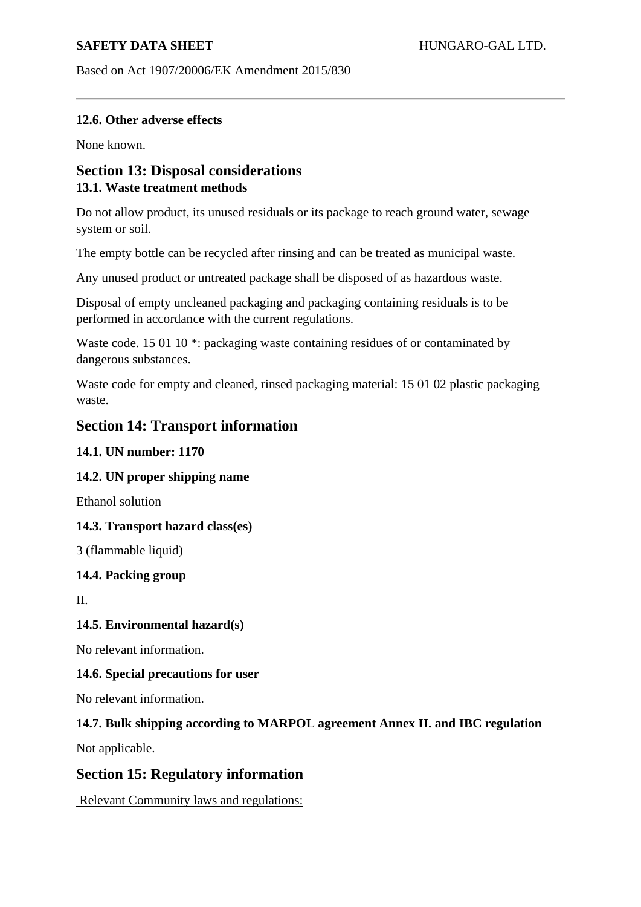### 12.6. Other adverse effects

None known.

## Section 13: Disposal considerations

### 13.1. Waste treatment methods

Do not allow product, its unused residuals or its package to reach ground water, sewage system or soil.

The empty bottle can be recycled after rinsing and can be treated as municipal waste.

Any unused product or untreated package shall be disposed of as hazardous waste.

Disposal of empty uncleaned packaging and packaging containing residuals is to be performed in accordance with the current regulations.

Waste code. 15 01 10 *: packaging waste containing residues of or contaminated by dangerous substances.

Waste code for empty and cleaned, rinsed packaging material: 15 01 02 plastic packaging waste.

## Section 14: Transport information

### 14.1. UN number: 1170

### 14.2. UN proper shipping name

Ethanol solution

### 14.3. Transport hazard class(es)

3 (flammable liquid)

### 14.4. Packing group

II.

### 14.5. Environmental hazard(s)

No relevant information.

### 14.6. Special precautions for user

No relevant information.

### 14.7. Bulk shipping according to MARPOL agreement Annex II. and IBC regulation

Not applicable.

## Section 15: Regulatory information

Relevant Community laws and regulations: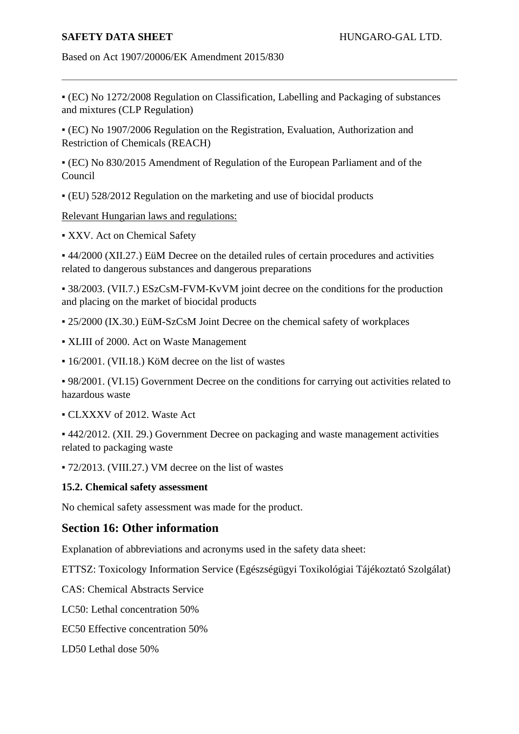▪ (EC) No 1272/2008 Regulation on Classification, Labelling and Packaging of substances and mixtures (CLP Regulation)

▪ (EC) No 1907/2006 Regulation on the Registration, Evaluation, Authorization and Restriction of Chemicals (REACH)

▪ (EC) No 830/2015 Amendment of Regulation of the European Parliament and of the Council

▪ (EU) 528/2012 Regulation on the marketing and use of biocidal products

<u>Relevant Hungarian laws and regulations:</u>

▪ XXV. Act on Chemical Safety

▪ 44/2000 (XII.27.) EüM Decree on the detailed rules of certain procedures and activities related to dangerous substances and dangerous preparations

▪ 38/2003. (VII.7.) ESzCsM-FVM-KvVM joint decree on the conditions for the production and placing on the market of biocidal products

▪ 25/2000 (IX.30.) EüM-SzCsM Joint Decree on the chemical safety of workplaces

▪ XLIII of 2000. Act on Waste Management

▪ 16/2001. (VII.18.) KöM decree on the list of wastes

▪ 98/2001. (VI.15) Government Decree on the conditions for carrying out activities related to hazardous waste

▪ CLXXXV of 2012. Waste Act

▪ 442/2012. (XII. 29.) Government Decree on packaging and waste management activities related to packaging waste

▪ 72/2013. (VIII.27.) VM decree on the list of wastes

**15.2. Chemical safety assessment**

No chemical safety assessment was made for the product.

## Section 16: Other information

Explanation of abbreviations and acronyms used in the safety data sheet:

ETTSZ: Toxicology Information Service (Egészségügyi Toxikológiai Tájékoztató Szolgálat)

CAS: Chemical Abstracts Service

LC50: Lethal concentration 50%

EC50 Effective concentration 50%

LD50 Lethal dose 50%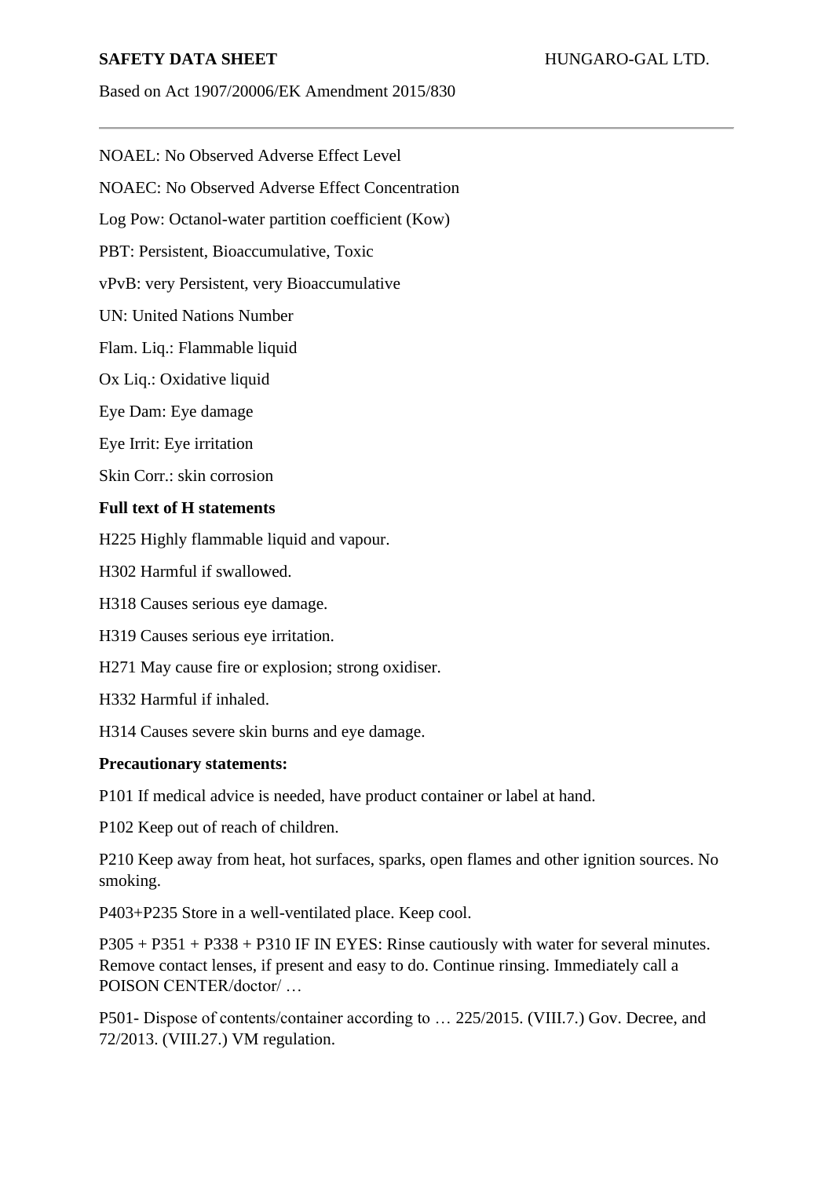NOAEL: No Observed Adverse Effect Level

NOAEC: No Observed Adverse Effect Concentration

Log Pow: Octanol-water partition coefficient (Kow)

PBT: Persistent, Bioaccumulative, Toxic

vPvB: very Persistent, very Bioaccumulative

UN: United Nations Number

Flam. Liq.: Flammable liquid

Ox Liq.: Oxidative liquid

Eye Dam: Eye damage

Eye Irrit: Eye irritation

Skin Corr.: skin corrosion

**Full text of H statements**

H225 Highly flammable liquid and vapour.

H302 Harmful if swallowed.

H318 Causes serious eye damage.

H319 Causes serious eye irritation.

H271 May cause fire or explosion; strong oxidiser.

H332 Harmful if inhaled.

H314 Causes severe skin burns and eye damage.

**Precautionary statements:**

P101 If medical advice is needed, have product container or label at hand.

P102 Keep out of reach of children.

P210 Keep away from heat, hot surfaces, sparks, open flames and other ignition sources. No smoking.

P403+P235 Store in a well-ventilated place. Keep cool.

P305 + P351 + P338 + P310 IF IN EYES: Rinse cautiously with water for several minutes. Remove contact lenses, if present and easy to do. Continue rinsing. Immediately call a POISON CENTER/doctor/ …

P501- Dispose of contents/container according to … 225/2015. (VIII.7.) Gov. Decree, and 72/2013. (VIII.27.) VM regulation.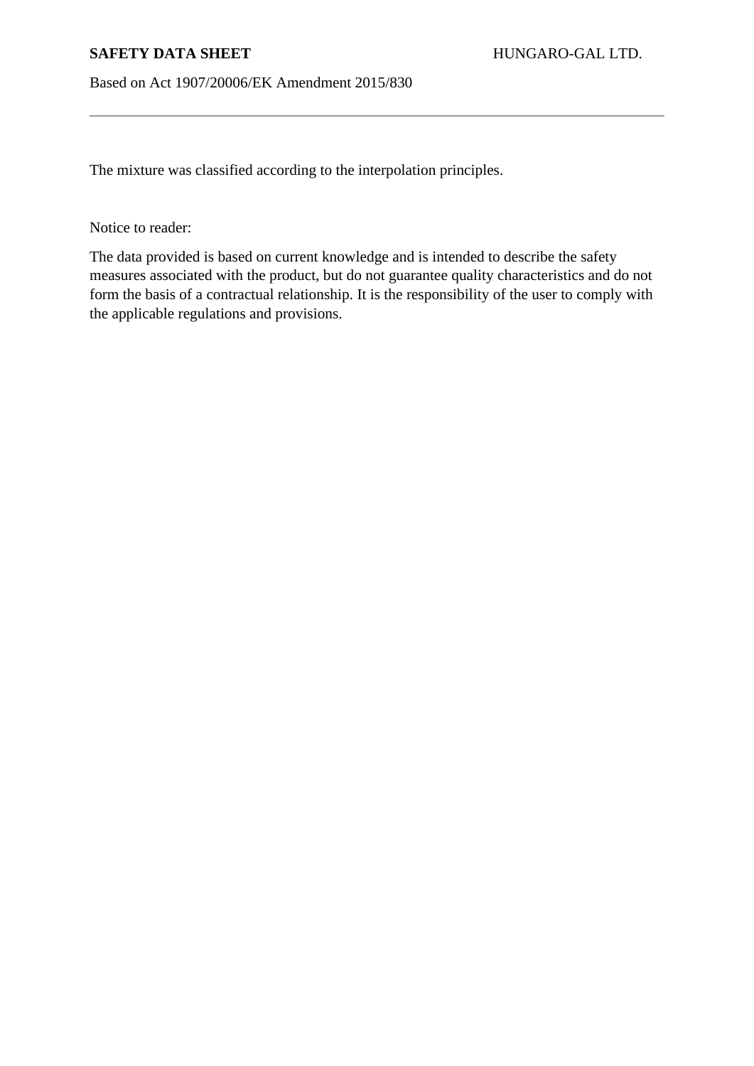The mixture was classified according to the interpolation principles.

Notice to reader:

The data provided is based on current knowledge and is intended to describe the safety measures associated with the product, but do not guarantee quality characteristics and do not form the basis of a contractual relationship. It is the responsibility of the user to comply with the applicable regulations and provisions.